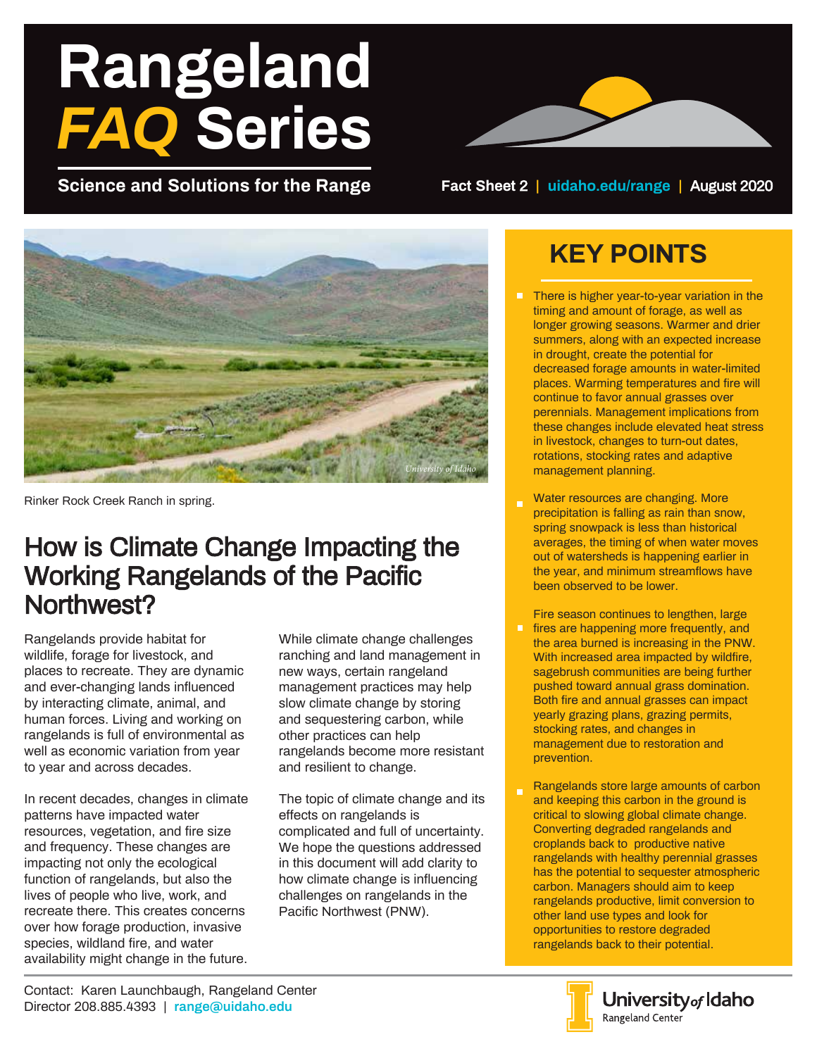# Rangeland *FAQ* Series

**Science and Solutions for the Range**

Fact Sheet 2 | uidaho.edu/range | August 2020

Rinker Rock Creek Ranch in spring.

## KEY POINTS

- There is higher year-to-year variation in the timing and amount of forage, as well as longer growing seasons. Warmer and drier summers, along with an expected increase in drought, create the potential for decreased forage amounts in water-limited places. Warming temperatures and fire will continue to favor annual grasses over perennials. Management implications from these changes include elevated heat stress in livestock, changes to turn-out dates, rotations, stocking rates and adaptive management planning.
- Water resources are changing. More precipitation is falling as rain than snow, spring snowpack is less than historical averages, the timing of when water moves out of watersheds is happening earlier in the year, and minimum streamflows have been observed to be lower.
- Fire season continues to lengthen, large fires are happening more frequently, and the area burned is increasing in the PNW. With increased area impacted by wildfire, sagebrush communities are being further pushed toward annual grass domination. Both fire and annual grasses can impact yearly grazing plans, grazing permits, stocking rates, and changes in management due to restoration and prevention.
- Rangelands store large amounts of carbon and keeping this carbon in the ground is critical to slowing global climate change. Converting degraded rangelands and croplands back to productive native rangelands with healthy perennial grasses has the potential to sequester atmospheric carbon. Managers should aim to keep rangelands productive, limit conversion to other land use types and look for opportunities to restore degraded rangelands back to their potential.

## How is Climate Change Impacting the Working Rangelands of the Pacific Northwest?

Rangelands provide habitat for wildlife, forage for livestock, and places to recreate. They are dynamic and ever-changing lands influenced by interacting climate, animal, and human forces. Living and working on rangelands is full of environmental as well as economic variation from year to year and across decades.

In recent decades, changes in climate patterns have impacted water resources, vegetation, and fire size and frequency. These changes are impacting not only the ecological function of rangelands, but also the lives of people who live, work, and recreate there. This creates concerns over how forage production, invasive species, wildland fire, and water availability might change in the future.

While climate change challenges ranching and land management in new ways, certain rangeland management practices may help slow climate change by storing and sequestering carbon, while other practices can help rangelands become more resistant and resilient to change.

The topic of climate change and its effects on rangelands is complicated and full of uncertainty. We hope the questions addressed in this document will add clarity to how climate change is influencing challenges on rangelands in the Pacific Northwest (PNW).

Contact: Karen Launchbaugh, Rangeland Center Director 208.885.4393 | range@uidaho.edu

University of Idaho Rangeland Center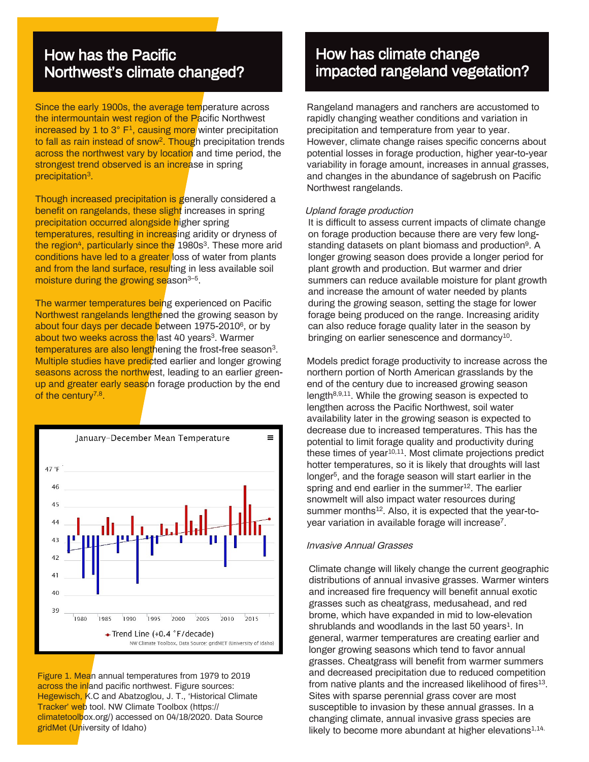## How has the Pacific Northwest's climate changed?

Since the early 1900s, the average temperature across the intermountain west region of the Pacific Northwest increased by 1 to 3° F[1], causing more winter precipitation to fall as rain instead of snow[2]. Though precipitation trends across the northwest vary by location and time period, the strongest trend observed is an increase in spring precipitation[3].

Though increased precipitation is generally considered a benefit on rangelands, these slight increases in spring precipitation occurred alongside higher spring temperatures, resulting in increasing aridity or dryness of the region[4], particularly since the 1980s[3]. These more arid conditions have led to a greater loss of water from plants and from the land surface, resulting in less available soil moisture during the growing season[3–5].

The warmer temperatures being experienced on Pacific Northwest rangelands lengthened the growing season by about four days per decade between 1975-2010[6], or by about two weeks across the last 40 years[3]. Warmer temperatures are also lengthening the frost-free season[3]. Multiple studies have predicted earlier and longer growing seasons across the northwest, leading to an earlier green-up and greater early season forage production by the end of the century[7,8].

Figure 1. Mean annual temperatures from 1979 to 2019 across the inland pacific northwest. Figure sources: Hegewisch, K.C and Abatzoglou, J. T., 'Historical Climate Tracker' web tool. NW Climate Toolbox (https://climatetoolbox.org/) accessed on 04/18/2020. Data Source gridMet (University of Idaho)

## How has climate change impacted rangeland vegetation?

Rangeland managers and ranchers are accustomed to rapidly changing weather conditions and variation in precipitation and temperature from year to year. However, climate change raises specific concerns about potential losses in forage production, higher year-to-year variability in forage amount, increases in annual grasses, and changes in the abundance of sagebrush on Pacific Northwest rangelands.

*Upland forage production*

It is difficult to assess current impacts of climate change on forage production because there are very few long-standing datasets on plant biomass and production[9]. A longer growing season does provide a longer period for plant growth and production. But warmer and drier summers can reduce available moisture for plant growth and increase the amount of water needed by plants during the growing season, setting the stage for lower forage being produced on the range. Increasing aridity can also reduce forage quality later in the season by bringing on earlier senescence and dormancy[10].

Models predict forage productivity to increase across the northern portion of North American grasslands by the end of the century due to increased growing season length[8,9,11]. While the growing season is expected to lengthen across the Pacific Northwest, soil water availability later in the growing season is expected to decrease due to increased temperatures. This has the potential to limit forage quality and productivity during these times of year[10,11]. Most climate projections predict hotter temperatures, so it is likely that droughts will last longer[5], and the forage season will start earlier in the spring and end earlier in the summer[12]. The earlier snowmelt will also impact water resources during summer months[12]. Also, it is expected that the year-to-year variation in available forage will increase[7].

*Invasive Annual Grasses*

Climate change will likely change the current geographic distributions of annual invasive grasses. Warmer winters and increased fire frequency will benefit annual exotic grasses such as cheatgrass, medusahead, and red brome, which have expanded in mid to low-elevation shrublands and woodlands in the last 50 years[1]. In general, warmer temperatures are creating earlier and longer growing seasons which tend to favor annual grasses. Cheatgrass will benefit from warmer summers and decreased precipitation due to reduced competition from native plants and the increased likelihood of fires[13]. Sites with sparse perennial grass cover are most susceptible to invasion by these annual grasses. In a changing climate, annual invasive grass species are likely to become more abundant at higher elevations[1,14].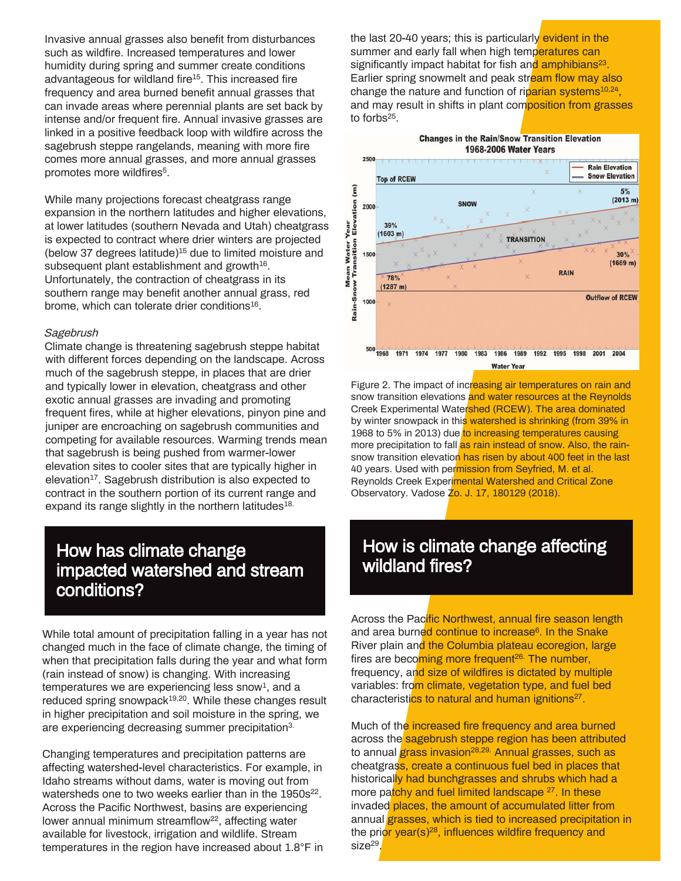Invasive annual grasses also benefit from disturbances such as wildfire. Increased temperatures and lower humidity during spring and summer create conditions advantageous for wildland fire[15]. This increased fire frequency and area burned benefit annual grasses that can invade areas where perennial plants are set back by intense and/or frequent fire. Annual invasive grasses are linked in a positive feedback loop with wildfire across the sagebrush steppe rangelands, meaning with more fire comes more annual grasses, and more annual grasses promotes more wildfires[5].

While many projections forecast cheatgrass range expansion in the northern latitudes and higher elevations, at lower latitudes (southern Nevada and Utah) cheatgrass is expected to contract where drier winters are projected (below 37 degrees latitude)[15] due to limited moisture and subsequent plant establishment and growth[16]. Unfortunately, the contraction of cheatgrass in its southern range may benefit another annual grass, red brome, which can tolerate drier conditions[16].

*Sagebrush*

Climate change is threatening sagebrush steppe habitat with different forces depending on the landscape. Across much of the sagebrush steppe, in places that are drier and typically lower in elevation, cheatgrass and other exotic annual grasses are invading and promoting frequent fires, while at higher elevations, pinyon pine and juniper are encroaching on sagebrush communities and competing for available resources. Warming trends mean that sagebrush is being pushed from warmer-lower elevation sites to cooler sites that are typically higher in elevation[17]. Sagebrush distribution is also expected to contract in the southern portion of its current range and expand its range slightly in the northern latitudes[18].

## How has climate change impacted watershed and stream conditions?

While total amount of precipitation falling in a year has not changed much in the face of climate change, the timing of when that precipitation falls during the year and what form (rain instead of snow) is changing. With increasing temperatures we are experiencing less snow[1], and a reduced spring snowpack[19,20]. While these changes result in higher precipitation and soil moisture in the spring, we are experiencing decreasing summer precipitation[3].

Changing temperatures and precipitation patterns are affecting watershed-level characteristics. For example, in Idaho streams without dams, water is moving out from watersheds one to two weeks earlier than in the 1950s[22]. Across the Pacific Northwest, basins are experiencing lower annual minimum streamflow[22], affecting water available for livestock, irrigation and wildlife. Stream temperatures in the region have increased about 1.8°F in the last 20-40 years; this is particularly evident in the summer and early fall when high temperatures can significantly impact habitat for fish and amphibians[23]. Earlier spring snowmelt and peak stream flow may also change the nature and function of riparian systems[10,24], and may result in shifts in plant composition from grasses to forbs[25].

Figure 2. The impact of increasing air temperatures on rain and snow transition elevations and water resources at the Reynolds Creek Experimental Watershed (RCEW). The area dominated by winter snowpack in this watershed is shrinking (from 39% in 1968 to 5% in 2013) due to increasing temperatures causing more precipitation to fall as rain instead of snow. Also, the rain-snow transition elevation has risen by about 400 feet in the last 40 years. Used with permission from Seyfried, M. et al. Reynolds Creek Experimental Watershed and Critical Zone Observatory. Vadose Zo. J. 17, 180129 (2018).

## How is climate change affecting wildland fires?

Across the Pacific Northwest, annual fire season length and area burned continue to increase[6]. In the Snake River plain and the Columbia plateau ecoregion, large fires are becoming more frequent[26]. The number, frequency, and size of wildfires is dictated by multiple variables: from climate, vegetation type, and fuel bed characteristics to natural and human ignitions[27].

Much of the increased fire frequency and area burned across the sagebrush steppe region has been attributed to annual grass invasion[28,29]. Annual grasses, such as cheatgrass, create a continuous fuel bed in places that historically had bunchgrasses and shrubs which had a more patchy and fuel limited landscape [27]. In these invaded places, the amount of accumulated litter from annual grasses, which is tied to increased precipitation in the prior year(s)[28], influences wildfire frequency and size[29].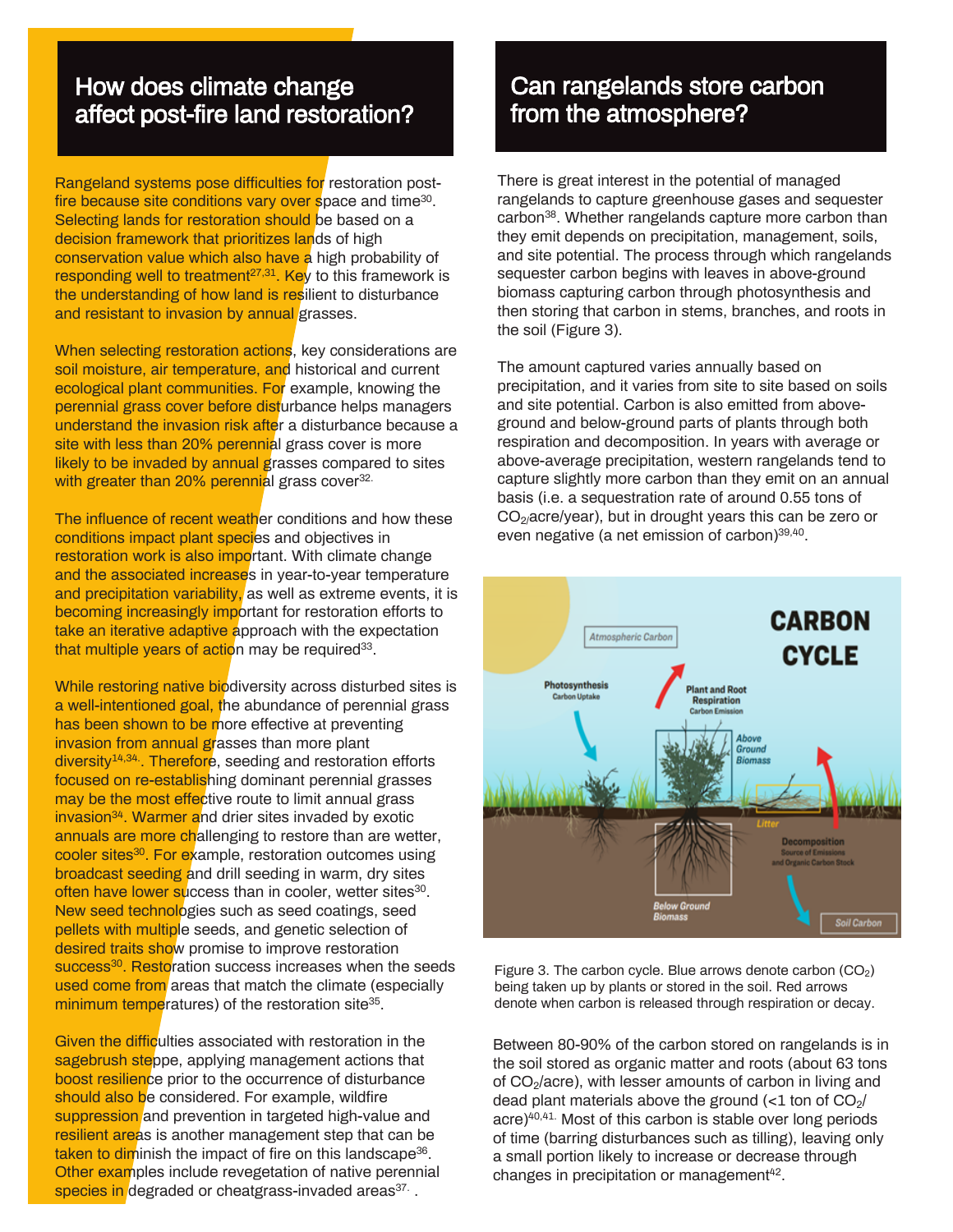## How does climate change affect post-fire land restoration?

Rangeland systems pose difficulties for restoration post-fire because site conditions vary over space and time[30]. Selecting lands for restoration should be based on a decision framework that prioritizes lands of high conservation value which also have a high probability of responding well to treatment[27,31]. Key to this framework is the understanding of how land is resilient to disturbance and resistant to invasion by annual grasses.

When selecting restoration actions, key considerations are soil moisture, air temperature, and historical and current ecological plant communities. For example, knowing the perennial grass cover before disturbance helps managers understand the invasion risk after a disturbance because a site with less than 20% perennial grass cover is more likely to be invaded by annual grasses compared to sites with greater than 20% perennial grass cover[32].

The influence of recent weather conditions and how these conditions impact plant species and objectives in restoration work is also important. With climate change and the associated increases in year-to-year temperature and precipitation variability, as well as extreme events, it is becoming increasingly important for restoration efforts to take an iterative adaptive approach with the expectation that multiple years of action may be required[33].

While restoring native biodiversity across disturbed sites is a well-intentioned goal, the abundance of perennial grass has been shown to be more effective at preventing invasion from annual grasses than more plant diversity[14,34]. Therefore, seeding and restoration efforts focused on re-establishing dominant perennial grasses may be the most effective route to limit annual grass invasion[34]. Warmer and drier sites invaded by exotic annuals are more challenging to restore than are wetter, cooler sites[30]. For example, restoration outcomes using broadcast seeding and drill seeding in warm, dry sites often have lower success than in cooler, wetter sites[30]. New seed technologies such as seed coatings, seed pellets with multiple seeds, and genetic selection of desired traits show promise to improve restoration success[30]. Restoration success increases when the seeds used come from areas that match the climate (especially minimum temperatures) of the restoration site[35].

Given the difficulties associated with restoration in the sagebrush steppe, applying management actions that boost resilience prior to the occurrence of disturbance should also be considered. For example, wildfire suppression and prevention in targeted high-value and resilient areas is another management step that can be taken to diminish the impact of fire on this landscape[36]. Other examples include revegetation of native perennial species in degraded or cheatgrass-invaded areas[37].

## Can rangelands store carbon from the atmosphere?

There is great interest in the potential of managed rangelands to capture greenhouse gases and sequester carbon[38]. Whether rangelands capture more carbon than they emit depends on precipitation, management, soils, and site potential. The process through which rangelands sequester carbon begins with leaves in above-ground biomass capturing carbon through photosynthesis and then storing that carbon in stems, branches, and roots in the soil (Figure 3).

The amount captured varies annually based on precipitation, and it varies from site to site based on soils and site potential. Carbon is also emitted from above-ground and below-ground parts of plants through both respiration and decomposition. In years with average or above-average precipitation, western rangelands tend to capture slightly more carbon than they emit on an annual basis (i.e. a sequestration rate of around 0.55 tons of $CO_2$/acre/year), but in drought years this can be zero or even negative (a net emission of carbon)[39,40].

Figure 3. The carbon cycle. Blue arrows denote carbon ($CO_2$) being taken up by plants or stored in the soil. Red arrows denote when carbon is released through respiration or decay.

Between 80-90% of the carbon stored on rangelands is in the soil stored as organic matter and roots (about 63 tons of $CO_2$/acre), with lesser amounts of carbon in living and dead plant materials above the ground (<1 ton of $CO_2$/acre)[40,41]. Most of this carbon is stable over long periods of time (barring disturbances such as tilling), leaving only a small portion likely to increase or decrease through changes in precipitation or management[42].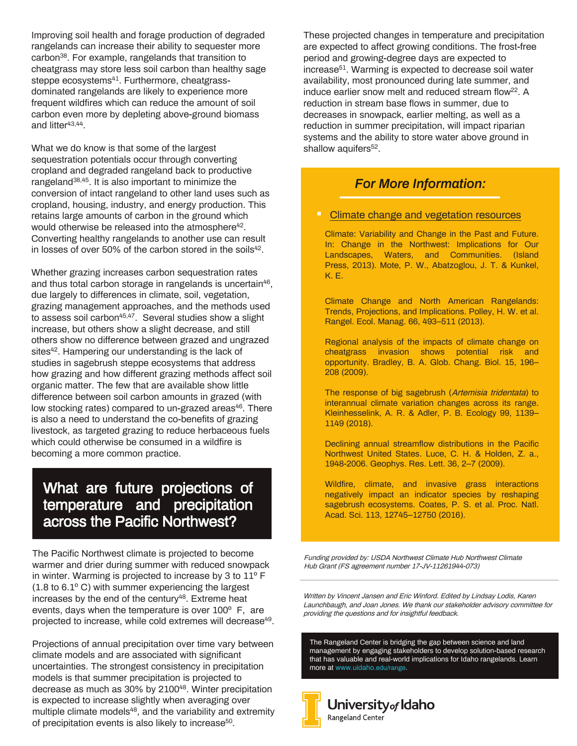Improving soil health and forage production of degraded rangelands can increase their ability to sequester more carbon[38]. For example, rangelands that transition to cheatgrass may store less soil carbon than healthy sage steppe ecosystems[41]. Furthermore, cheatgrass-dominated rangelands are likely to experience more frequent wildfires which can reduce the amount of soil carbon even more by depleting above-ground biomass and litter[43,44].

What we do know is that some of the largest sequestration potentials occur through converting cropland and degraded rangeland back to productive rangeland[38,45]. It is also important to minimize the conversion of intact rangeland to other land uses such as cropland, housing, industry, and energy production. This retains large amounts of carbon in the ground which would otherwise be released into the atmosphere[42]. Converting healthy rangelands to another use can result in losses of over 50% of the carbon stored in the soils[42].

Whether grazing increases carbon sequestration rates and thus total carbon storage in rangelands is uncertain[46], due largely to differences in climate, soil, vegetation, grazing management approaches, and the methods used to assess soil carbon[45,47]. Several studies show a slight increase, but others show a slight decrease, and still others show no difference between grazed and ungrazed sites[42]. Hampering our understanding is the lack of studies in sagebrush steppe ecosystems that address how grazing and how different grazing methods affect soil organic matter. The few that are available show little difference between soil carbon amounts in grazed (with low stocking rates) compared to un-grazed areas[46]. There is also a need to understand the co-benefits of grazing livestock, as targeted grazing to reduce herbaceous fuels which could otherwise be consumed in a wildfire is becoming a more common practice.

## What are future projections of temperature and precipitation across the Pacific Northwest?

The Pacific Northwest climate is projected to become warmer and drier during summer with reduced snowpack in winter. Warming is projected to increase by 3 to 11º F (1.8 to 6.1º C) with summer experiencing the largest increases by the end of the century[48]. Extreme heat events, days when the temperature is over 100º F, are projected to increase, while cold extremes will decrease[49].

Projections of annual precipitation over time vary between climate models and are associated with significant uncertainties. The strongest consistency in precipitation models is that summer precipitation is projected to decrease as much as 30% by 2100[48]. Winter precipitation is expected to increase slightly when averaging over multiple climate models[48], and the variability and extremity of precipitation events is also likely to increase[50].

These projected changes in temperature and precipitation are expected to affect growing conditions. The frost-free period and growing-degree days are expected to increase[51]. Warming is expected to decrease soil water availability, most pronounced during late summer, and induce earlier snow melt and reduced stream flow[22]. A reduction in stream base flows in summer, due to decreases in snowpack, earlier melting, as well as a reduction in summer precipitation, will impact riparian systems and the ability to store water above ground in shallow aquifers[52].

### *For More Information:*

- Climate change and vegetation resources

Climate: Variability and Change in the Past and Future. In: Change in the Northwest: Implications for Our Landscapes, Waters, and Communities. (Island Press, 2013). Mote, P. W., Abatzoglou, J. T. & Kunkel, K. E.

Climate Change and North American Rangelands: Trends, Projections, and Implications. Polley, H. W. et al. Rangel. Ecol. Manag. 66, 493–511 (2013).

Regional analysis of the impacts of climate change on cheatgrass invasion shows potential risk and opportunity. Bradley, B. A. Glob. Chang. Biol. 15, 196–208 (2009).

The response of big sagebrush (*Artemisia tridentata*) to interannual climate variation changes across its range. Kleinhesselink, A. R. & Adler, P. B. Ecology 99, 1139–1149 (2018).

Declining annual streamflow distributions in the Pacific Northwest United States. Luce, C. H. & Holden, Z. a., 1948-2006. Geophys. Res. Lett. 36, 2–7 (2009).

Wildfire, climate, and invasive grass interactions negatively impact an indicator species by reshaping sagebrush ecosystems. Coates, P. S. et al. Proc. Natl. Acad. Sci. 113, 12745–12750 (2016).

*Funding provided by: USDA Northwest Climate Hub Northwest Climate Hub Grant (FS agreement number 17-JV-11261944-073)*

---

*Written by Vincent Jansen and Eric Winford. Edited by Lindsay Lodis, Karen Launchbaugh, and Joan Jones. We thank our stakeholder advisory committee for providing the questions and for insightful feedback.*

The Rangeland Center is bridging the gap between science and land management by engaging stakeholders to develop solution-based research that has valuable and real-world implications for Idaho rangelands. Learn more at www.uidaho.edu/range.

University of Idaho
Rangeland Center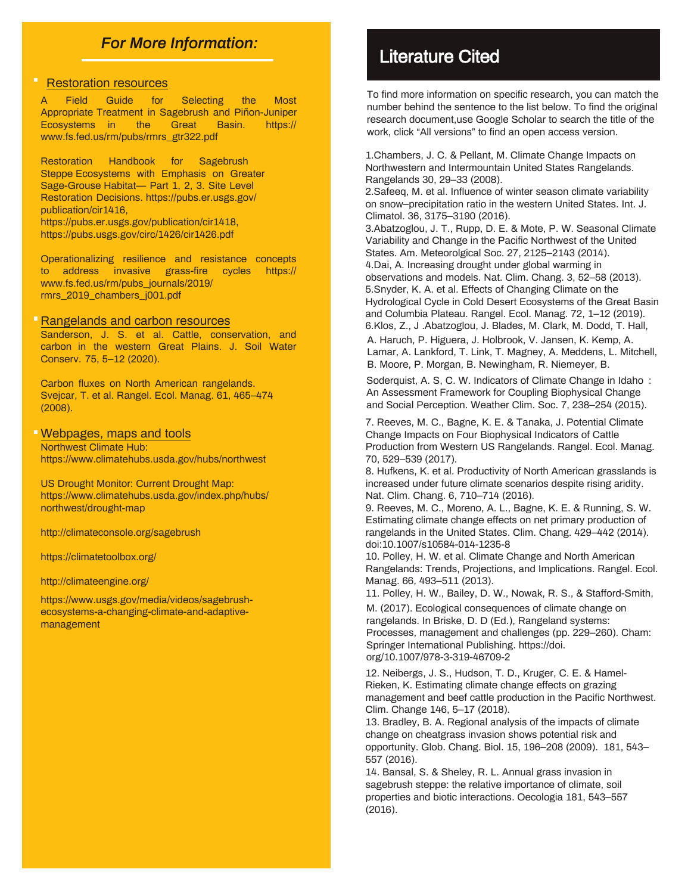## *For More Information:*

### Restoration resources

A Field Guide for Selecting the Most Appropriate Treatment in Sagebrush and Piñon-Juniper Ecosystems in the Great Basin. https://www.fs.fed.us/rm/pubs/rmrs_gtr322.pdf

Restoration Handbook for Sagebrush Steppe Ecosystems with Emphasis on Greater Sage-Grouse Habitat— Part 1, 2, 3. Site Level Restoration Decisions. https://pubs.er.usgs.gov/publication/cir1416,
https://pubs.er.usgs.gov/publication/cir1418,
https://pubs.usgs.gov/circ/1426/cir1426.pdf

Operationalizing resilience and resistance concepts to address invasive grass-fire cycles https://www.fs.fed.us/rm/pubs_journals/2019/rmrs_2019_chambers_j001.pdf

### Rangelands and carbon resources

Sanderson, J. S. et al. Cattle, conservation, and carbon in the western Great Plains. J. Soil Water Conserv. 75, 5–12 (2020).

Carbon fluxes on North American rangelands. Svejcar, T. et al. Rangel. Ecol. Manag. 61, 465–474 (2008).

### Webpages, maps and tools

Northwest Climate Hub:
https://www.climatehubs.usda.gov/hubs/northwest

US Drought Monitor: Current Drought Map:
https://www.climatehubs.usda.gov/index.php/hubs/northwest/drought-map

http://climateconsole.org/sagebrush

https://climatetoolbox.org/

http://climateengine.org/

https://www.usgs.gov/media/videos/sagebrush-ecosystems-a-changing-climate-and-adaptive-management

## Literature Cited

To find more information on specific research, you can match the number behind the sentence to the list below. To find the original research document,use Google Scholar to search the title of the work, click "All versions" to find an open access version.

1.Chambers, J. C. & Pellant, M. Climate Change Impacts on Northwestern and Intermountain United States Rangelands. Rangelands 30, 29–33 (2008).
2.Safeeq, M. et al. Influence of winter season climate variability on snow–precipitation ratio in the western United States. Int. J. Climatol. 36, 3175–3190 (2016).
3.Abatzoglou, J. T., Rupp, D. E. & Mote, P. W. Seasonal Climate Variability and Change in the Pacific Northwest of the United States. Am. Meteorolgical Soc. 27, 2125–2143 (2014).
4.Dai, A. Increasing drought under global warming in observations and models. Nat. Clim. Chang. 3, 52–58 (2013).
5.Snyder, K. A. et al. Effects of Changing Climate on the Hydrological Cycle in Cold Desert Ecosystems of the Great Basin and Columbia Plateau. Rangel. Ecol. Manag. 72, 1–12 (2019).
6.Klos, Z., J .Abatzoglou, J. Blades, M. Clark, M. Dodd, T. Hall, A. Haruch, P. Higuera, J. Holbrook, V. Jansen, K. Kemp, A. Lamar, A. Lankford, T. Link, T. Magney, A. Meddens, L. Mitchell, B. Moore, P. Morgan, B. Newingham, R. Niemeyer, B. Soderquist, A. S, C. W. Indicators of Climate Change in Idaho : An Assessment Framework for Coupling Biophysical Change and Social Perception. Weather Clim. Soc. 7, 238–254 (2015).
7. Reeves, M. C., Bagne, K. E. & Tanaka, J. Potential Climate Change Impacts on Four Biophysical Indicators of Cattle Production from Western US Rangelands. Rangel. Ecol. Manag. 70, 529–539 (2017).
8. Hufkens, K. et al. Productivity of North American grasslands is increased under future climate scenarios despite rising aridity. Nat. Clim. Chang. 6, 710–714 (2016).
9. Reeves, M. C., Moreno, A. L., Bagne, K. E. & Running, S. W. Estimating climate change effects on net primary production of rangelands in the United States. Clim. Chang. 429–442 (2014). doi:10.1007/s10584-014-1235-8
10. Polley, H. W. et al. Climate Change and North American Rangelands: Trends, Projections, and Implications. Rangel. Ecol. Manag. 66, 493–511 (2013).
11. Polley, H. W., Bailey, D. W., Nowak, R. S., & Stafford-Smith, M. (2017). Ecological consequences of climate change on rangelands. In Briske, D. D (Ed.), Rangeland systems: Processes, management and challenges (pp. 229–260). Cham: Springer International Publishing. https://doi.org/10.1007/978-3-319-46709-2
12. Neibergs, J. S., Hudson, T. D., Kruger, C. E. & Hamel-Rieken, K. Estimating climate change effects on grazing management and beef cattle production in the Pacific Northwest. Clim. Change 146, 5–17 (2018).
13. Bradley, B. A. Regional analysis of the impacts of climate change on cheatgrass invasion shows potential risk and opportunity. Glob. Chang. Biol. 15, 196–208 (2009). 181, 543–557 (2016).
14. Bansal, S. & Sheley, R. L. Annual grass invasion in sagebrush steppe: the relative importance of climate, soil properties and biotic interactions. Oecologia 181, 543–557 (2016).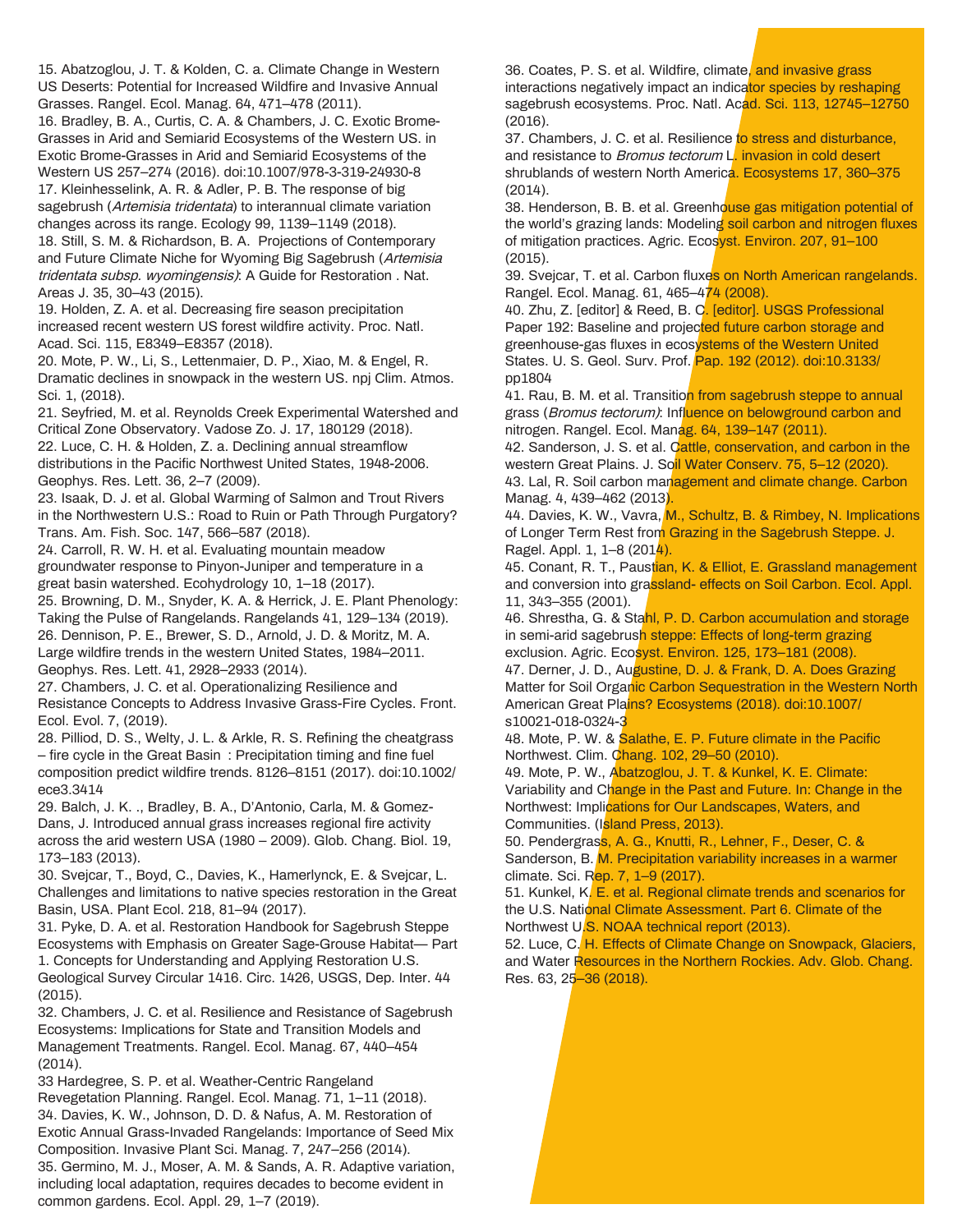15. Abatzoglou, J. T. & Kolden, C. a. Climate Change in Western US Deserts: Potential for Increased Wildfire and Invasive Annual Grasses. Rangel. Ecol. Manag. 64, 471–478 (2011).

16. Bradley, B. A., Curtis, C. A. & Chambers, J. C. Exotic Brome-Grasses in Arid and Semiarid Ecosystems of the Western US. in Exotic Brome-Grasses in Arid and Semiarid Ecosystems of the Western US 257–274 (2016). doi:10.1007/978-3-319-24930-8

17. Kleinhesselink, A. R. & Adler, P. B. The response of big sagebrush (*Artemisia tridentata*) to interannual climate variation changes across its range. Ecology 99, 1139–1149 (2018).

18. Still, S. M. & Richardson, B. A. Projections of Contemporary and Future Climate Niche for Wyoming Big Sagebrush (*Artemisia tridentata subsp. wyomingensis)*: A Guide for Restoration . Nat. Areas J. 35, 30–43 (2015).

19. Holden, Z. A. et al. Decreasing fire season precipitation increased recent western US forest wildfire activity. Proc. Natl. Acad. Sci. 115, E8349–E8357 (2018).

20. Mote, P. W., Li, S., Lettenmaier, D. P., Xiao, M. & Engel, R. Dramatic declines in snowpack in the western US. npj Clim. Atmos. Sci. 1, (2018).

21. Seyfried, M. et al. Reynolds Creek Experimental Watershed and Critical Zone Observatory. Vadose Zo. J. 17, 180129 (2018).

22. Luce, C. H. & Holden, Z. a. Declining annual streamflow distributions in the Pacific Northwest United States, 1948-2006. Geophys. Res. Lett. 36, 2–7 (2009).

23. Isaak, D. J. et al. Global Warming of Salmon and Trout Rivers in the Northwestern U.S.: Road to Ruin or Path Through Purgatory? Trans. Am. Fish. Soc. 147, 566–587 (2018).

24. Carroll, R. W. H. et al. Evaluating mountain meadow groundwater response to Pinyon-Juniper and temperature in a great basin watershed. Ecohydrology 10, 1–18 (2017).

25. Browning, D. M., Snyder, K. A. & Herrick, J. E. Plant Phenology: Taking the Pulse of Rangelands. Rangelands 41, 129–134 (2019).

26. Dennison, P. E., Brewer, S. D., Arnold, J. D. & Moritz, M. A. Large wildfire trends in the western United States, 1984–2011. Geophys. Res. Lett. 41, 2928–2933 (2014).

27. Chambers, J. C. et al. Operationalizing Resilience and Resistance Concepts to Address Invasive Grass-Fire Cycles. Front. Ecol. Evol. 7, (2019).

28. Pilliod, D. S., Welty, J. L. & Arkle, R. S. Refining the cheatgrass – fire cycle in the Great Basin : Precipitation timing and fine fuel composition predict wildfire trends. 8126–8151 (2017). doi:10.1002/ece3.3414

29. Balch, J. K. ., Bradley, B. A., D'Antonio, Carla, M. & Gomez-Dans, J. Introduced annual grass increases regional fire activity across the arid western USA (1980 – 2009). Glob. Chang. Biol. 19, 173–183 (2013).

30. Svejcar, T., Boyd, C., Davies, K., Hamerlynck, E. & Svejcar, L. Challenges and limitations to native species restoration in the Great Basin, USA. Plant Ecol. 218, 81–94 (2017).

31. Pyke, D. A. et al. Restoration Handbook for Sagebrush Steppe Ecosystems with Emphasis on Greater Sage-Grouse Habitat— Part 1. Concepts for Understanding and Applying Restoration U.S. Geological Survey Circular 1416. Circ. 1426, USGS, Dep. Inter. 44 (2015).

32. Chambers, J. C. et al. Resilience and Resistance of Sagebrush Ecosystems: Implications for State and Transition Models and Management Treatments. Rangel. Ecol. Manag. 67, 440–454 (2014).

33 Hardegree, S. P. et al. Weather-Centric Rangeland Revegetation Planning. Rangel. Ecol. Manag. 71, 1–11 (2018).

34. Davies, K. W., Johnson, D. D. & Nafus, A. M. Restoration of Exotic Annual Grass-Invaded Rangelands: Importance of Seed Mix Composition. Invasive Plant Sci. Manag. 7, 247–256 (2014).

35. Germino, M. J., Moser, A. M. & Sands, A. R. Adaptive variation, including local adaptation, requires decades to become evident in common gardens. Ecol. Appl. 29, 1–7 (2019).

36. Coates, P. S. et al. Wildfire, climate, and invasive grass interactions negatively impact an indicator species by reshaping sagebrush ecosystems. Proc. Natl. Acad. Sci. 113, 12745–12750 (2016).

37. Chambers, J. C. et al. Resilience to stress and disturbance, and resistance to *Bromus tectorum* L. invasion in cold desert shrublands of western North America. Ecosystems 17, 360–375 (2014).

38. Henderson, B. B. et al. Greenhouse gas mitigation potential of the world's grazing lands: Modeling soil carbon and nitrogen fluxes of mitigation practices. Agric. Ecosyst. Environ. 207, 91–100 (2015).

39. Svejcar, T. et al. Carbon fluxes on North American rangelands. Rangel. Ecol. Manag. 61, 465–474 (2008).

40. Zhu, Z. [editor] & Reed, B. C. [editor]. USGS Professional Paper 192: Baseline and projected future carbon storage and greenhouse-gas fluxes in ecosystems of the Western United States. U. S. Geol. Surv. Prof. Pap. 192 (2012). doi:10.3133/pp1804

41. Rau, B. M. et al. Transition from sagebrush steppe to annual grass (*Bromus tectorum)*: Influence on belowground carbon and nitrogen. Rangel. Ecol. Manag. 64, 139–147 (2011).

42. Sanderson, J. S. et al. Cattle, conservation, and carbon in the western Great Plains. J. Soil Water Conserv. 75, 5–12 (2020).

43. Lal, R. Soil carbon management and climate change. Carbon Manag. 4, 439–462 (2013).

44. Davies, K. W., Vavra, M., Schultz, B. & Rimbey, N. Implications of Longer Term Rest from Grazing in the Sagebrush Steppe. J. Ragel. Appl. 1, 1–8 (2014).

45. Conant, R. T., Paustian, K. & Elliot, E. Grassland management and conversion into grassland- effects on Soil Carbon. Ecol. Appl. 11, 343–355 (2001).

46. Shrestha, G. & Stahl, P. D. Carbon accumulation and storage in semi-arid sagebrush steppe: Effects of long-term grazing exclusion. Agric. Ecosyst. Environ. 125, 173–181 (2008).

47. Derner, J. D., Augustine, D. J. & Frank, D. A. Does Grazing Matter for Soil Organic Carbon Sequestration in the Western North American Great Plains? Ecosystems (2018). doi:10.1007/s10021-018-0324-3

48. Mote, P. W. & Salathe, E. P. Future climate in the Pacific Northwest. Clim. Chang. 102, 29–50 (2010).

49. Mote, P. W., Abatzoglou, J. T. & Kunkel, K. E. Climate: Variability and Change in the Past and Future. In: Change in the Northwest: Implications for Our Landscapes, Waters, and Communities. (Island Press, 2013).

50. Pendergrass, A. G., Knutti, R., Lehner, F., Deser, C. & Sanderson, B. M. Precipitation variability increases in a warmer climate. Sci. Rep. 7, 1–9 (2017).

51. Kunkel, K. E. et al. Regional climate trends and scenarios for the U.S. National Climate Assessment. Part 6. Climate of the Northwest U.S. NOAA technical report (2013).

52. Luce, C. H. Effects of Climate Change on Snowpack, Glaciers, and Water Resources in the Northern Rockies. Adv. Glob. Chang. Res. 63, 25–36 (2018).